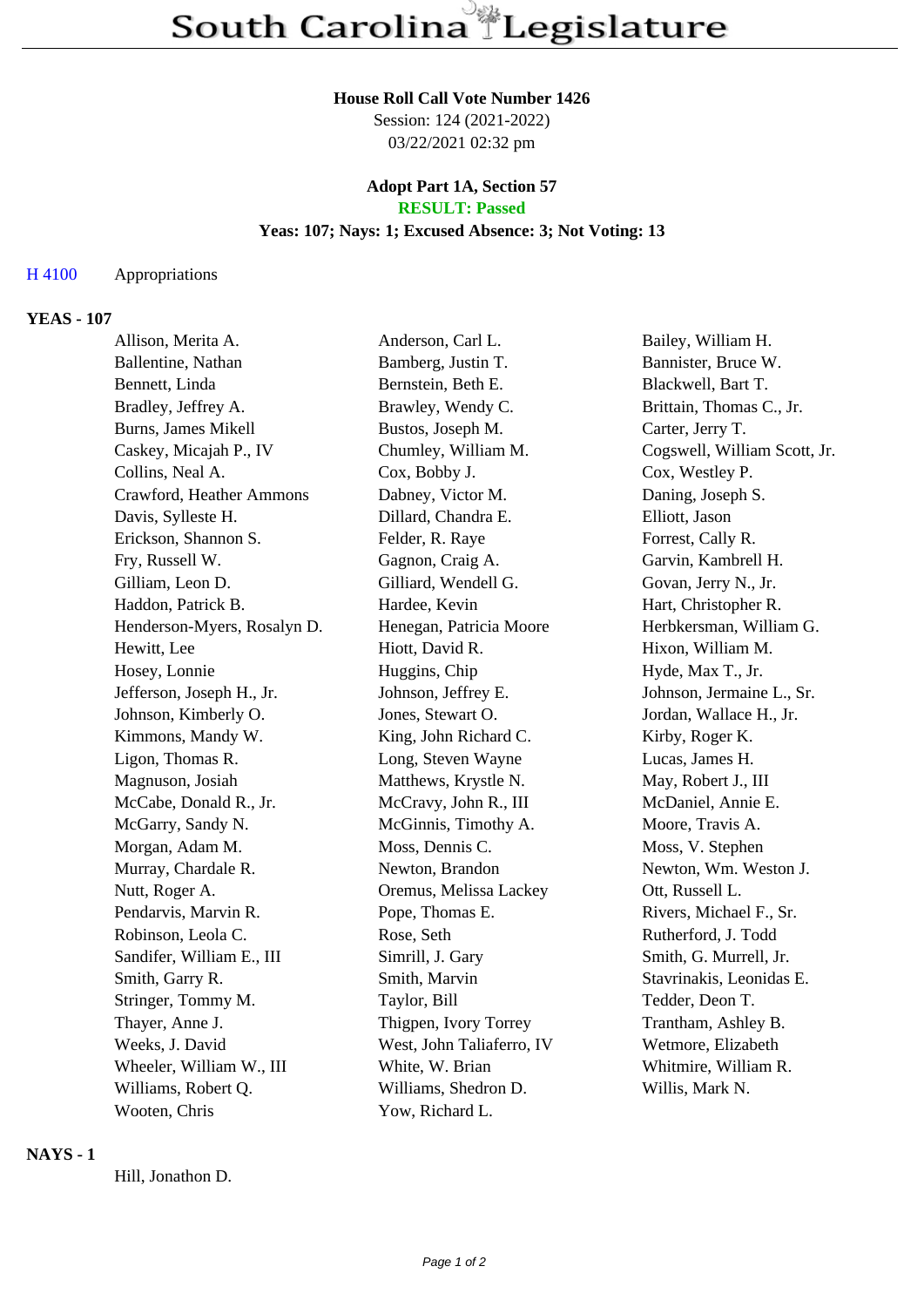# South Carolina Legislature

**House Roll Call Vote Number 1426**
Session: 124 (2021-2022)
03/22/2021 02:32 pm

**Adopt Part 1A, Section 57**
**RESULT: Passed**
**Yeas: 107; Nays: 1; Excused Absence: 3; Not Voting: 13**

H 4100 Appropriations

## YEAS - 107

| | | |
|---|---|---|
| Allison, Merita A. | Anderson, Carl L. | Bailey, William H. |
| Ballentine, Nathan | Bamberg, Justin T. | Bannister, Bruce W. |
| Bennett, Linda | Bernstein, Beth E. | Blackwell, Bart T. |
| Bradley, Jeffrey A. | Brawley, Wendy C. | Brittain, Thomas C., Jr. |
| Burns, James Mikell | Bustos, Joseph M. | Carter, Jerry T. |
| Caskey, Micajah P., IV | Chumley, William M. | Cogswell, William Scott, Jr. |
| Collins, Neal A. | Cox, Bobby J. | Cox, Westley P. |
| Crawford, Heather Ammons | Dabney, Victor M. | Daning, Joseph S. |
| Davis, Sylleste H. | Dillard, Chandra E. | Elliott, Jason |
| Erickson, Shannon S. | Felder, R. Raye | Forrest, Cally R. |
| Fry, Russell W. | Gagnon, Craig A. | Garvin, Kambrell H. |
| Gilliam, Leon D. | Gilliard, Wendell G. | Govan, Jerry N., Jr. |
| Haddon, Patrick B. | Hardee, Kevin | Hart, Christopher R. |
| Henderson-Myers, Rosalyn D. | Henegan, Patricia Moore | Herbkersman, William G. |
| Hewitt, Lee | Hiott, David R. | Hixon, William M. |
| Hosey, Lonnie | Huggins, Chip | Hyde, Max T., Jr. |
| Jefferson, Joseph H., Jr. | Johnson, Jeffrey E. | Johnson, Jermaine L., Sr. |
| Johnson, Kimberly O. | Jones, Stewart O. | Jordan, Wallace H., Jr. |
| Kimmons, Mandy W. | King, John Richard C. | Kirby, Roger K. |
| Ligon, Thomas R. | Long, Steven Wayne | Lucas, James H. |
| Magnuson, Josiah | Matthews, Krystle N. | May, Robert J., III |
| McCabe, Donald R., Jr. | McCravy, John R., III | McDaniel, Annie E. |
| McGarry, Sandy N. | McGinnis, Timothy A. | Moore, Travis A. |
| Morgan, Adam M. | Moss, Dennis C. | Moss, V. Stephen |
| Murray, Chardale R. | Newton, Brandon | Newton, Wm. Weston J. |
| Nutt, Roger A. | Oremus, Melissa Lackey | Ott, Russell L. |
| Pendarvis, Marvin R. | Pope, Thomas E. | Rivers, Michael F., Sr. |
| Robinson, Leola C. | Rose, Seth | Rutherford, J. Todd |
| Sandifer, William E., III | Simrill, J. Gary | Smith, G. Murrell, Jr. |
| Smith, Garry R. | Smith, Marvin | Stavrinakis, Leonidas E. |
| Stringer, Tommy M. | Taylor, Bill | Tedder, Deon T. |
| Thayer, Anne J. | Thigpen, Ivory Torrey | Trantham, Ashley B. |
| Weeks, J. David | West, John Taliaferro, IV | Wetmore, Elizabeth |
| Wheeler, William W., III | White, W. Brian | Whitmire, William R. |
| Williams, Robert Q. | Williams, Shedron D. | Willis, Mark N. |
| Wooten, Chris | Yow, Richard L. | |

## NAYS - 1

Hill, Jonathon D.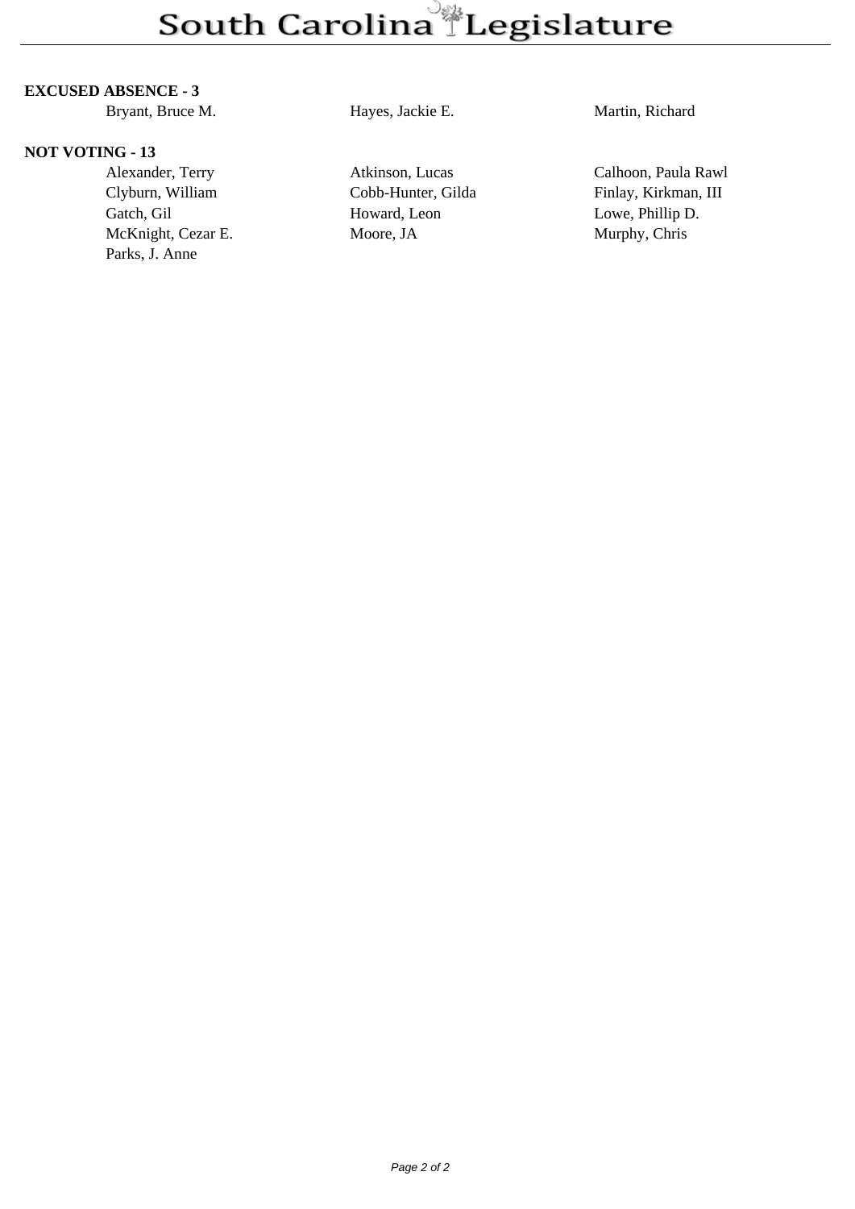**EXCUSED ABSENCE - 3**

| | | |
|---|---|---|
| Bryant, Bruce M. | Hayes, Jackie E. | Martin, Richard |

**NOT VOTING - 13**

| | | |
|---|---|---|
| Alexander, Terry | Atkinson, Lucas | Calhoon, Paula Rawl |
| Clyburn, William | Cobb-Hunter, Gilda | Finlay, Kirkman, III |
| Gatch, Gil | Howard, Leon | Lowe, Phillip D. |
| McKnight, Cezar E. | Moore, JA | Murphy, Chris |
| Parks, J. Anne | | |